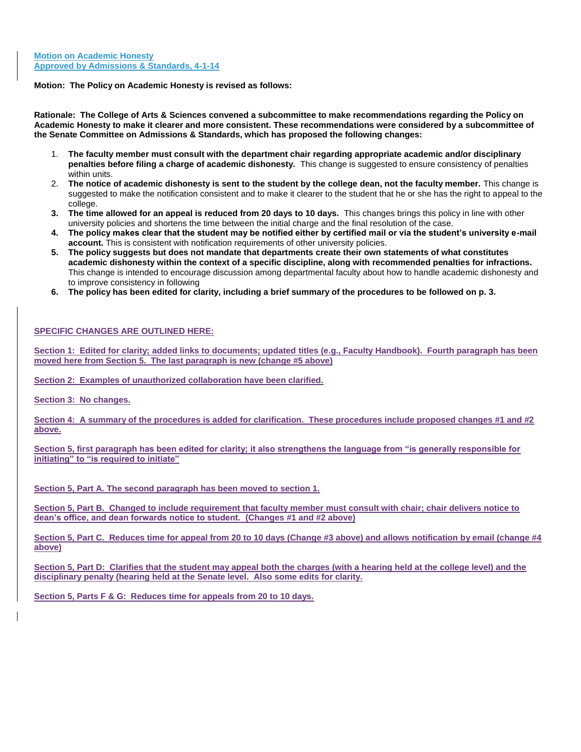**Motion on Academic Honesty**
**Approved by Admissions & Standards, 4-1-14**

**Motion: The Policy on Academic Honesty is revised as follows:**

**Rationale: The College of Arts & Sciences convened a subcommittee to make recommendations regarding the Policy on Academic Honesty to make it clearer and more consistent. These recommendations were considered by a subcommittee of the Senate Committee on Admissions & Standards, which has proposed the following changes:**

1. **The faculty member must consult with the department chair regarding appropriate academic and/or disciplinary penalties before filing a charge of academic dishonesty.** This change is suggested to ensure consistency of penalties within units.
2. **The notice of academic dishonesty is sent to the student by the college dean, not the faculty member.** This change is suggested to make the notification consistent and to make it clearer to the student that he or she has the right to appeal to the college.
3. **The time allowed for an appeal is reduced from 20 days to 10 days.** This changes brings this policy in line with other university policies and shortens the time between the initial charge and the final resolution of the case.
4. **The policy makes clear that the student may be notified either by certified mail or via the student's university e-mail account.** This is consistent with notification requirements of other university policies.
5. **The policy suggests but does not mandate that departments create their own statements of what constitutes academic dishonesty within the context of a specific discipline, along with recommended penalties for infractions.** This change is intended to encourage discussion among departmental faculty about how to handle academic dishonesty and to improve consistency in following
6. **The policy has been edited for clarity, including a brief summary of the procedures to be followed on p. 3.**

**SPECIFIC CHANGES ARE OUTLINED HERE:**

**Section 1: Edited for clarity; added links to documents; updated titles (e.g., Faculty Handbook). Fourth paragraph has been moved here from Section 5. The last paragraph is new (change #5 above)**

**Section 2: Examples of unauthorized collaboration have been clarified.**

**Section 3: No changes.**

**Section 4: A summary of the procedures is added for clarification. These procedures include proposed changes #1 and #2 above.**

**Section 5, first paragraph has been edited for clarity; it also strengthens the language from "is generally responsible for initiating" to "is required to initiate"**

**Section 5, Part A. The second paragraph has been moved to section 1.**

**Section 5, Part B. Changed to include requirement that faculty member must consult with chair; chair delivers notice to dean's office, and dean forwards notice to student. (Changes #1 and #2 above)**

**Section 5, Part C. Reduces time for appeal from 20 to 10 days (Change #3 above) and allows notification by email (change #4 above)**

**Section 5, Part D: Clarifies that the student may appeal both the charges (with a hearing held at the college level) and the disciplinary penalty (hearing held at the Senate level. Also some edits for clarity.**

**Section 5, Parts F & G: Reduces time for appeals from 20 to 10 days.**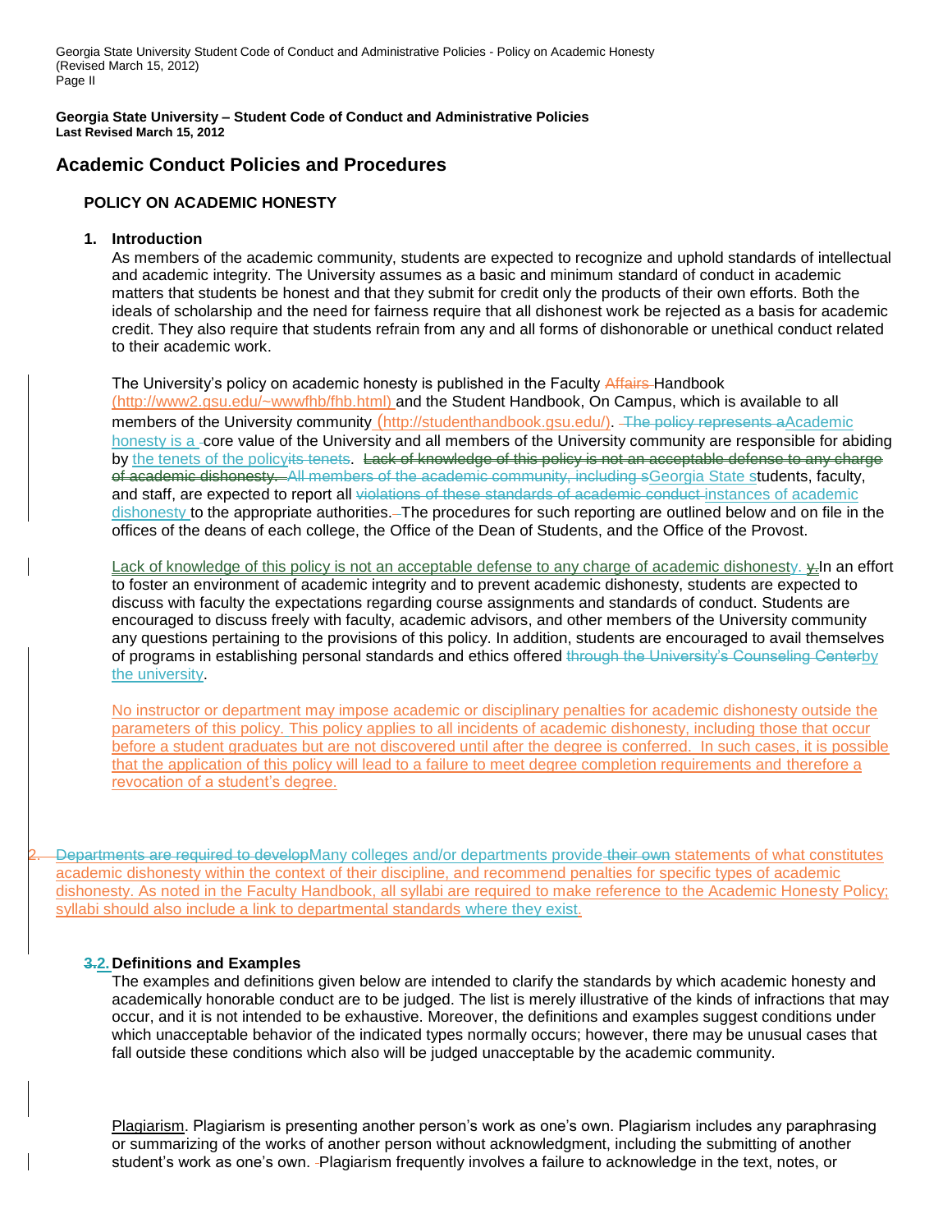**Georgia State University – Student Code of Conduct and Administrative Policies**
**Last Revised March 15, 2012**

# Academic Conduct Policies and Procedures

## POLICY ON ACADEMIC HONESTY

### 1. Introduction

As members of the academic community, students are expected to recognize and uphold standards of intellectual and academic integrity. The University assumes as a basic and minimum standard of conduct in academic matters that students be honest and that they submit for credit only the products of their own efforts. Both the ideals of scholarship and the need for fairness require that all dishonest work be rejected as a basis for academic credit. They also require that students refrain from any and all forms of dishonorable or unethical conduct related to their academic work.

The University's policy on academic honesty is published in the Faculty ~~Affairs~~ Handbook (http://www2.gsu.edu/~wwwfhb/fhb.html) and the Student Handbook, On Campus, which is available to all members of the University community (http://studenthandbook.gsu.edu/). ~~The policy represents a~~Academic honesty is a core value of the University and all members of the University community are responsible for abiding by the tenets of the policy~~its tenets~~. ~~Lack of knowledge of this policy is not an acceptable defense to any charge of academic dishonesty. All members of the academic community, including s~~Georgia State students, faculty, and staff, are expected to report all ~~violations of these standards of academic conduct~~ instances of academic dishonesty to the appropriate authorities. The procedures for such reporting are outlined below and on file in the offices of the deans of each college, the Office of the Dean of Students, and the Office of the Provost.

Lack of knowledge of this policy is not an acceptable defense to any charge of academic dishonesty. In an effort to foster an environment of academic integrity and to prevent academic dishonesty, students are expected to discuss with faculty the expectations regarding course assignments and standards of conduct. Students are encouraged to discuss freely with faculty, academic advisors, and other members of the University community any questions pertaining to the provisions of this policy. In addition, students are encouraged to avail themselves of programs in establishing personal standards and ethics offered ~~through the University's Counseling Center~~by the university.

No instructor or department may impose academic or disciplinary penalties for academic dishonesty outside the parameters of this policy. This policy applies to all incidents of academic dishonesty, including those that occur before a student graduates but are not discovered until after the degree is conferred. In such cases, it is possible that the application of this policy will lead to a failure to meet degree completion requirements and therefore a revocation of a student's degree.

~~Departments are required to develop~~Many colleges and/or departments provide ~~their own~~ statements of what constitutes academic dishonesty within the context of their discipline, and recommend penalties for specific types of academic dishonesty. As noted in the Faculty Handbook, all syllabi are required to make reference to the Academic Honesty Policy; syllabi should also include a link to departmental standards where they exist.

### ~~3.~~2. Definitions and Examples

The examples and definitions given below are intended to clarify the standards by which academic honesty and academically honorable conduct are to be judged. The list is merely illustrative of the kinds of infractions that may occur, and it is not intended to be exhaustive. Moreover, the definitions and examples suggest conditions under which unacceptable behavior of the indicated types normally occurs; however, there may be unusual cases that fall outside these conditions which also will be judged unacceptable by the academic community.

Plagiarism. Plagiarism is presenting another person's work as one's own. Plagiarism includes any paraphrasing or summarizing of the works of another person without acknowledgment, including the submitting of another student's work as one's own. Plagiarism frequently involves a failure to acknowledge in the text, notes, or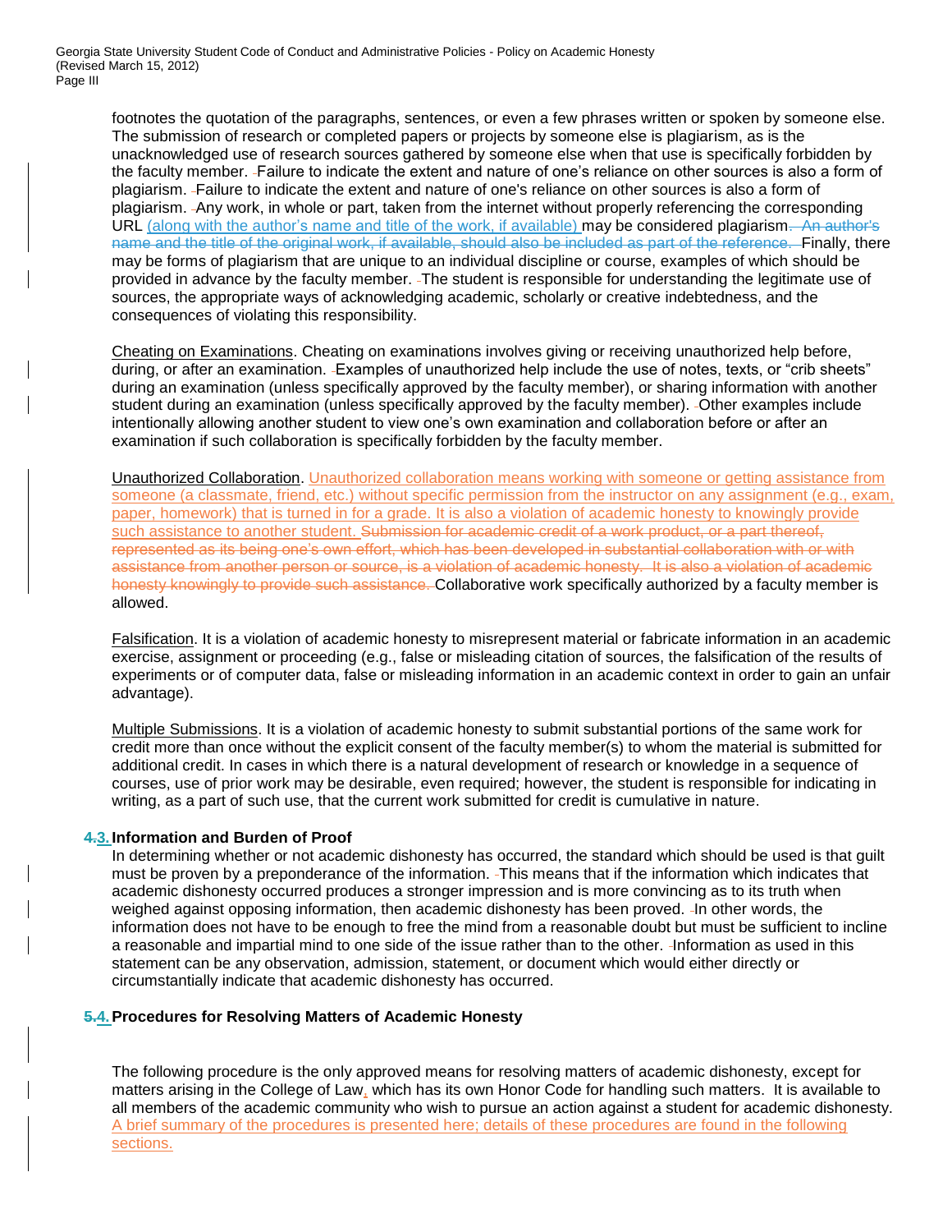footnotes the quotation of the paragraphs, sentences, or even a few phrases written or spoken by someone else. The submission of research or completed papers or projects by someone else is plagiarism, as is the unacknowledged use of research sources gathered by someone else when that use is specifically forbidden by the faculty member. Failure to indicate the extent and nature of one's reliance on other sources is also a form of plagiarism. Failure to indicate the extent and nature of one's reliance on other sources is also a form of plagiarism. Any work, in whole or part, taken from the internet without properly referencing the corresponding URL (along with the author's name and title of the work, if available) may be considered plagiarism~~. An author's name and the title of the original work, if available, should also be included as part of the reference.~~ Finally, there may be forms of plagiarism that are unique to an individual discipline or course, examples of which should be provided in advance by the faculty member. The student is responsible for understanding the legitimate use of sources, the appropriate ways of acknowledging academic, scholarly or creative indebtedness, and the consequences of violating this responsibility.

Cheating on Examinations. Cheating on examinations involves giving or receiving unauthorized help before, during, or after an examination. Examples of unauthorized help include the use of notes, texts, or "crib sheets" during an examination (unless specifically approved by the faculty member), or sharing information with another student during an examination (unless specifically approved by the faculty member). Other examples include intentionally allowing another student to view one's own examination and collaboration before or after an examination if such collaboration is specifically forbidden by the faculty member.

Unauthorized Collaboration. Unauthorized collaboration means working with someone or getting assistance from someone (a classmate, friend, etc.) without specific permission from the instructor on any assignment (e.g., exam, paper, homework) that is turned in for a grade. It is also a violation of academic honesty to knowingly provide such assistance to another student. ~~Submission for academic credit of a work product, or a part thereof, represented as its being one's own effort, which has been developed in substantial collaboration with or with assistance from another person or source, is a violation of academic honesty. It is also a violation of academic honesty knowingly to provide such assistance.~~ Collaborative work specifically authorized by a faculty member is allowed.

Falsification. It is a violation of academic honesty to misrepresent material or fabricate information in an academic exercise, assignment or proceeding (e.g., false or misleading citation of sources, the falsification of the results of experiments or of computer data, false or misleading information in an academic context in order to gain an unfair advantage).

Multiple Submissions. It is a violation of academic honesty to submit substantial portions of the same work for credit more than once without the explicit consent of the faculty member(s) to whom the material is submitted for additional credit. In cases in which there is a natural development of research or knowledge in a sequence of courses, use of prior work may be desirable, even required; however, the student is responsible for indicating in writing, as a part of such use, that the current work submitted for credit is cumulative in nature.

**~~4.~~3. Information and Burden of Proof**

In determining whether or not academic dishonesty has occurred, the standard which should be used is that guilt must be proven by a preponderance of the information. This means that if the information which indicates that academic dishonesty occurred produces a stronger impression and is more convincing as to its truth when weighed against opposing information, then academic dishonesty has been proved. In other words, the information does not have to be enough to free the mind from a reasonable doubt but must be sufficient to incline a reasonable and impartial mind to one side of the issue rather than to the other. Information as used in this statement can be any observation, admission, statement, or document which would either directly or circumstantially indicate that academic dishonesty has occurred.

**~~5.~~4. Procedures for Resolving Matters of Academic Honesty**

The following procedure is the only approved means for resolving matters of academic dishonesty, except for matters arising in the College of Law, which has its own Honor Code for handling such matters. It is available to all members of the academic community who wish to pursue an action against a student for academic dishonesty. A brief summary of the procedures is presented here; details of these procedures are found in the following sections.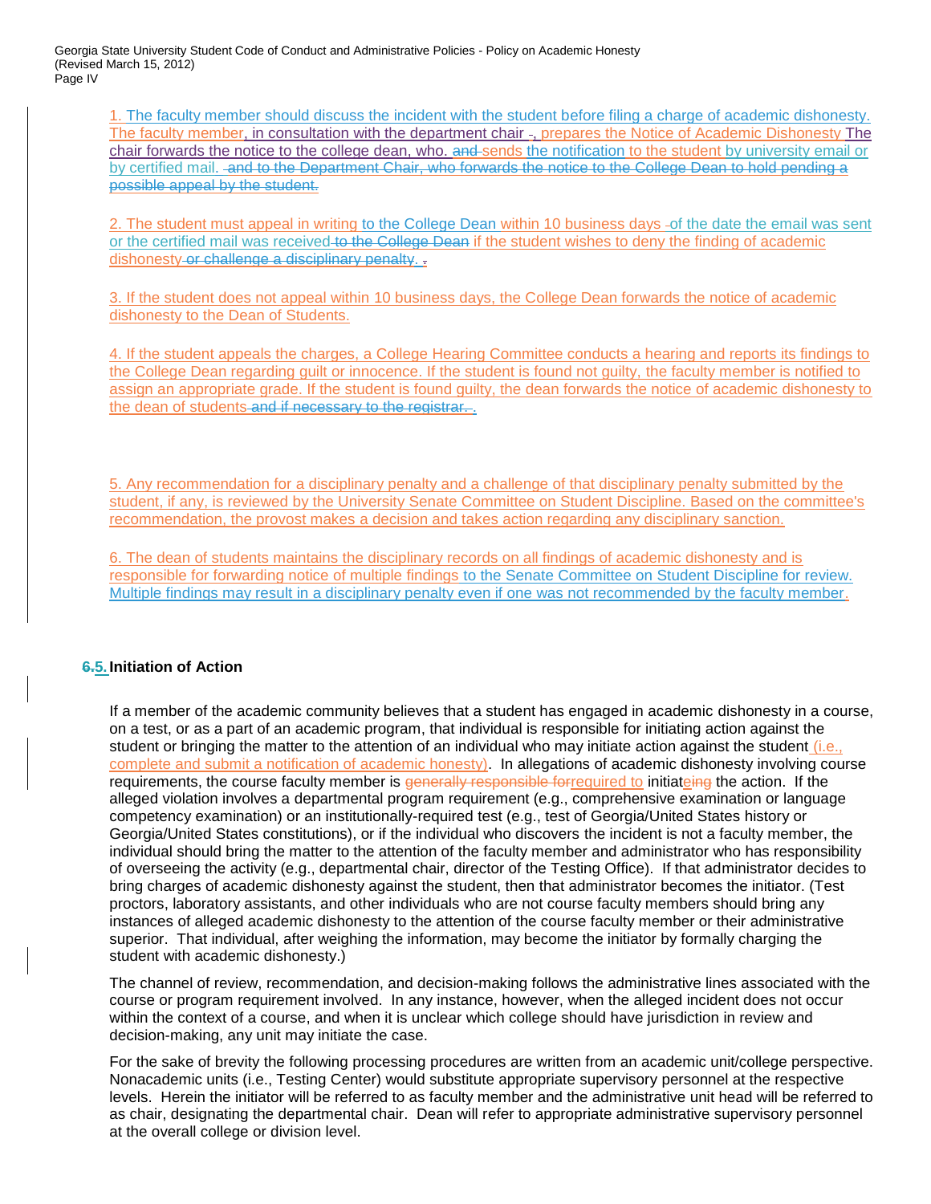1. The faculty member should discuss the incident with the student before filing a charge of academic dishonesty. The faculty member, in consultation with the department chair ~~-~~, prepares the Notice of Academic Dishonesty The chair forwards the notice to the college dean, who. ~~and~~ sends the notification to the student by university email or by certified mail. ~~and to the Department Chair, who forwards the notice to the College Dean to hold pending a possible appeal by the student.~~

2. The student must appeal in writing to the College Dean within 10 business days ~~-~~of the date the email was sent or the certified mail was received ~~to the College Dean~~ if the student wishes to deny the finding of academic dishonesty ~~or challenge a disciplinary penalty.~~ .

3. If the student does not appeal within 10 business days, the College Dean forwards the notice of academic dishonesty to the Dean of Students.

4. If the student appeals the charges, a College Hearing Committee conducts a hearing and reports its findings to the College Dean regarding guilt or innocence. If the student is found not guilty, the faculty member is notified to assign an appropriate grade. If the student is found guilty, the dean forwards the notice of academic dishonesty to the dean of students ~~and if necessary to the registrar.~~ .

5. Any recommendation for a disciplinary penalty and a challenge of that disciplinary penalty submitted by the student, if any, is reviewed by the University Senate Committee on Student Discipline. Based on the committee's recommendation, the provost makes a decision and takes action regarding any disciplinary sanction.

6. The dean of students maintains the disciplinary records on all findings of academic dishonesty and is responsible for forwarding notice of multiple findings to the Senate Committee on Student Discipline for review. Multiple findings may result in a disciplinary penalty even if one was not recommended by the faculty member.

## ~~6.~~5. Initiation of Action

If a member of the academic community believes that a student has engaged in academic dishonesty in a course, on a test, or as a part of an academic program, that individual is responsible for initiating action against the student or bringing the matter to the attention of an individual who may initiate action against the student (i.e., complete and submit a notification of academic honesty). In allegations of academic dishonesty involving course requirements, the course faculty member is ~~generally responsible for~~required to initiate~~ing~~ the action. If the alleged violation involves a departmental program requirement (e.g., comprehensive examination or language competency examination) or an institutionally-required test (e.g., test of Georgia/United States history or Georgia/United States constitutions), or if the individual who discovers the incident is not a faculty member, the individual should bring the matter to the attention of the faculty member and administrator who has responsibility of overseeing the activity (e.g., departmental chair, director of the Testing Office). If that administrator decides to bring charges of academic dishonesty against the student, then that administrator becomes the initiator. (Test proctors, laboratory assistants, and other individuals who are not course faculty members should bring any instances of alleged academic dishonesty to the attention of the course faculty member or their administrative superior. That individual, after weighing the information, may become the initiator by formally charging the student with academic dishonesty.)

The channel of review, recommendation, and decision-making follows the administrative lines associated with the course or program requirement involved. In any instance, however, when the alleged incident does not occur within the context of a course, and when it is unclear which college should have jurisdiction in review and decision-making, any unit may initiate the case.

For the sake of brevity the following processing procedures are written from an academic unit/college perspective. Nonacademic units (i.e., Testing Center) would substitute appropriate supervisory personnel at the respective levels. Herein the initiator will be referred to as faculty member and the administrative unit head will be referred to as chair, designating the departmental chair. Dean will refer to appropriate administrative supervisory personnel at the overall college or division level.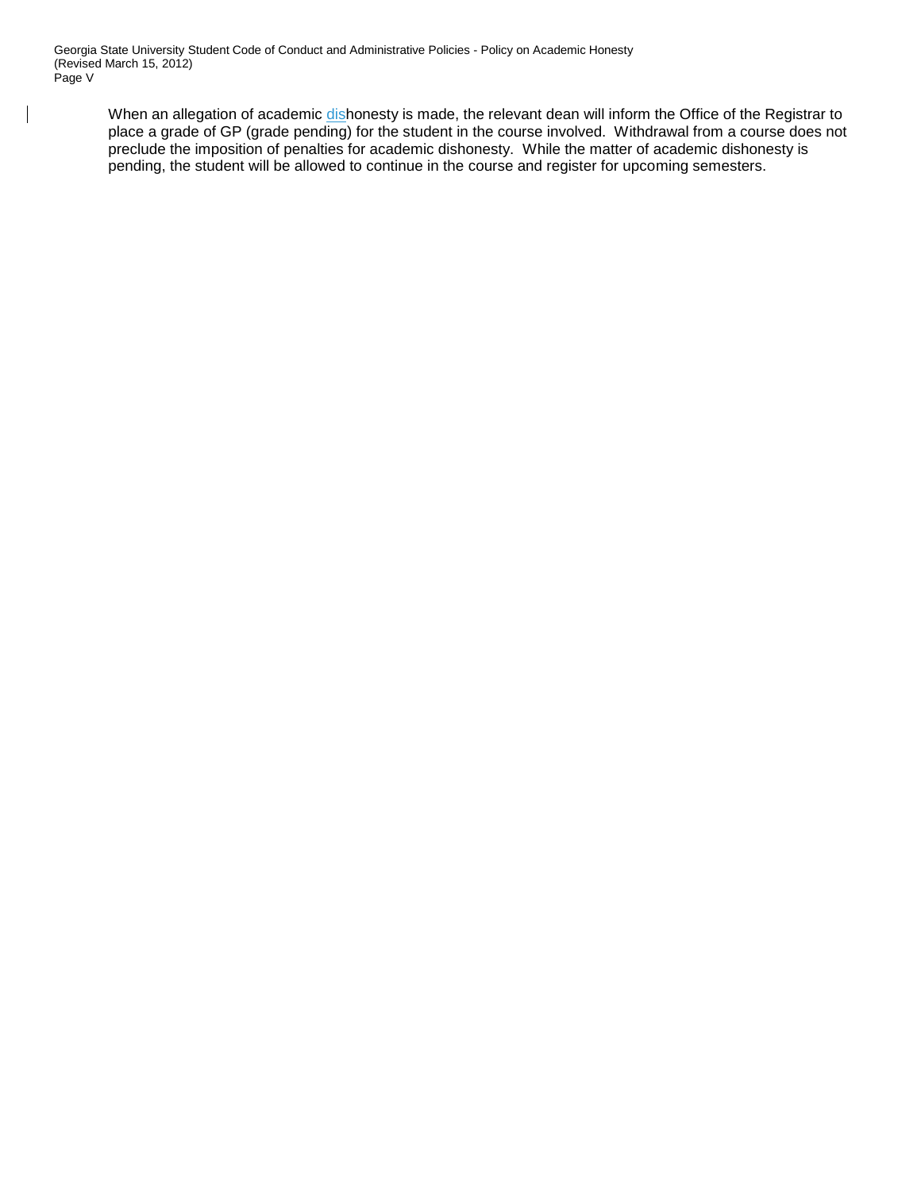When an allegation of academic dishonesty is made, the relevant dean will inform the Office of the Registrar to place a grade of GP (grade pending) for the student in the course involved. Withdrawal from a course does not preclude the imposition of penalties for academic dishonesty. While the matter of academic dishonesty is pending, the student will be allowed to continue in the course and register for upcoming semesters.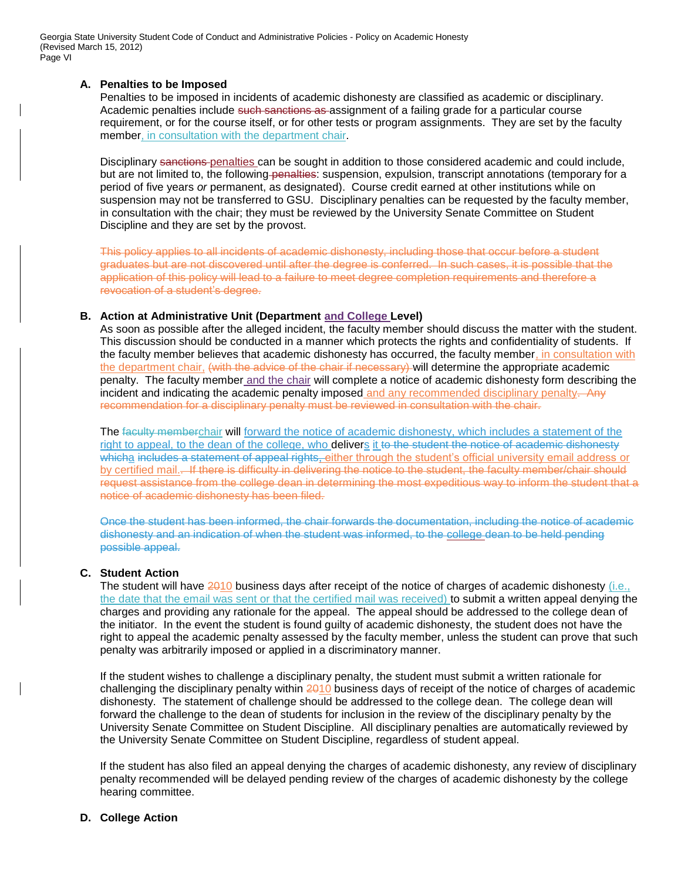### A. Penalties to be Imposed

Penalties to be imposed in incidents of academic dishonesty are classified as academic or disciplinary. Academic penalties include ~~such sanctions as~~ assignment of a failing grade for a particular course requirement, or for the course itself, or for other tests or program assignments. They are set by the faculty member, in consultation with the department chair.

Disciplinary ~~sanctions~~ penalties can be sought in addition to those considered academic and could include, but are not limited to, the following ~~penalties~~: suspension, expulsion, transcript annotations (temporary for a period of five years *or* permanent, as designated). Course credit earned at other institutions while on suspension may not be transferred to GSU. Disciplinary penalties can be requested by the faculty member, in consultation with the chair; they must be reviewed by the University Senate Committee on Student Discipline and they are set by the provost.

~~This policy applies to all incidents of academic dishonesty, including those that occur before a student graduates but are not discovered until after the degree is conferred. In such cases, it is possible that the application of this policy will lead to a failure to meet degree completion requirements and therefore a revocation of a student's degree.~~

### B. Action at Administrative Unit (Department and College Level)

As soon as possible after the alleged incident, the faculty member should discuss the matter with the student. This discussion should be conducted in a manner which protects the rights and confidentiality of students. If the faculty member believes that academic dishonesty has occurred, the faculty member, in consultation with the department chair, ~~(with the advice of the chair if necessary)~~ will determine the appropriate academic penalty. The faculty member and the chair will complete a notice of academic dishonesty form describing the incident and indicating the academic penalty imposed and any recommended disciplinary penalty. ~~Any recommendation for a disciplinary penalty must be reviewed in consultation with the chair.~~

The ~~faculty member~~chair will forward the notice of academic dishonesty, which includes a statement of the right to appeal, to the dean of the college, who delivers it ~~to the student the notice of academic dishonesty which~~a ~~includes a statement of appeal rights~~, either through the student's official university email address or by certified mail. ~~If there is difficulty in delivering the notice to the student, the faculty member/chair should request assistance from the college dean in determining the most expeditious way to inform the student that a notice of academic dishonesty has been filed.~~

~~Once the student has been informed, the chair forwards the documentation, including the notice of academic dishonesty and an indication of when the student was informed, to the college dean to be held pending possible appeal.~~

### C. Student Action

The student will have ~~20~~10 business days after receipt of the notice of charges of academic dishonesty (i.e., the date that the email was sent or that the certified mail was received) to submit a written appeal denying the charges and providing any rationale for the appeal. The appeal should be addressed to the college dean of the initiator. In the event the student is found guilty of academic dishonesty, the student does not have the right to appeal the academic penalty assessed by the faculty member, unless the student can prove that such penalty was arbitrarily imposed or applied in a discriminatory manner.

If the student wishes to challenge a disciplinary penalty, the student must submit a written rationale for challenging the disciplinary penalty within ~~20~~10 business days of receipt of the notice of charges of academic dishonesty. The statement of challenge should be addressed to the college dean. The college dean will forward the challenge to the dean of students for inclusion in the review of the disciplinary penalty by the University Senate Committee on Student Discipline. All disciplinary penalties are automatically reviewed by the University Senate Committee on Student Discipline, regardless of student appeal.

If the student has also filed an appeal denying the charges of academic dishonesty, any review of disciplinary penalty recommended will be delayed pending review of the charges of academic dishonesty by the college hearing committee.

### D. College Action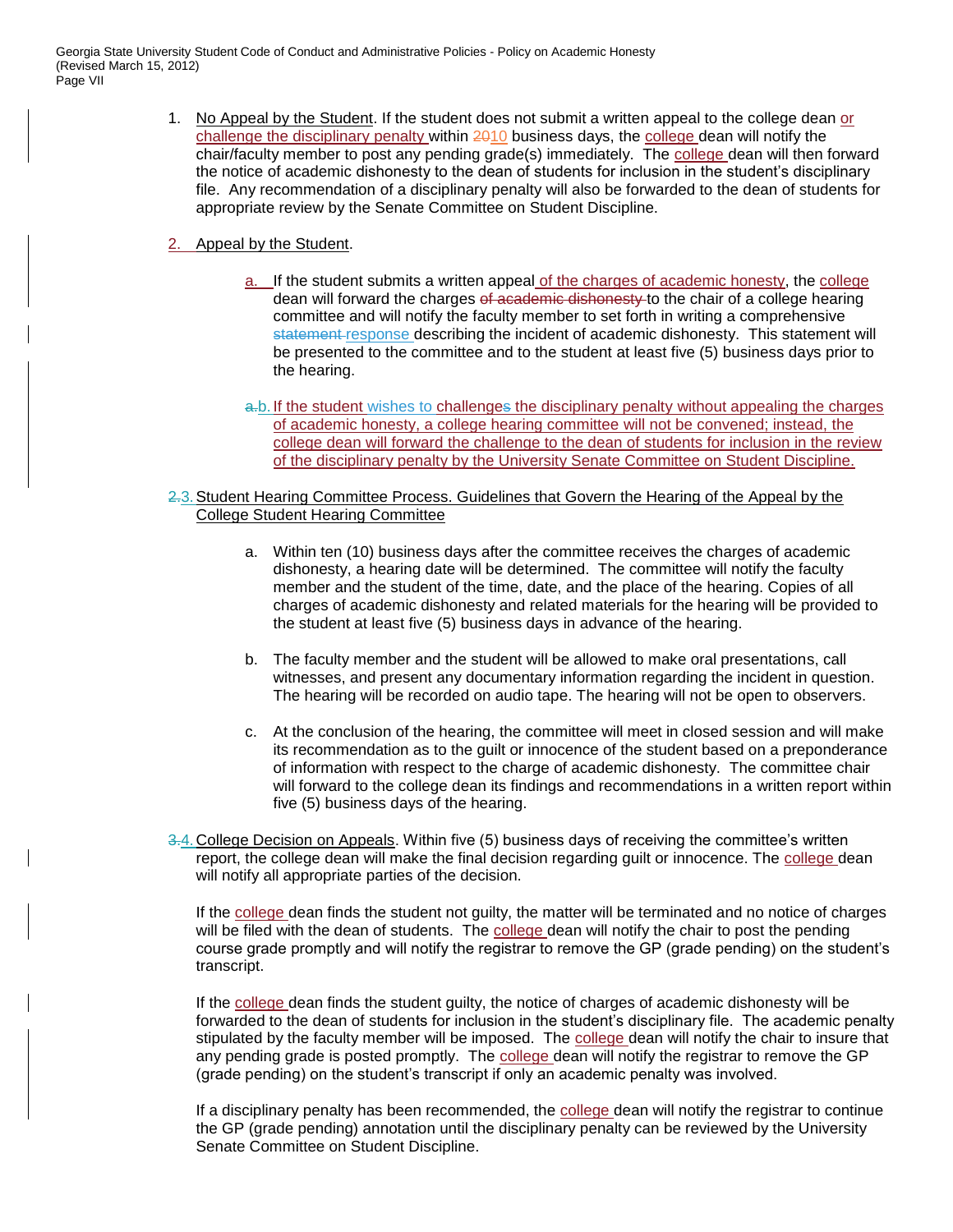1. No Appeal by the Student. If the student does not submit a written appeal to the college dean or challenge the disciplinary penalty within 2010 business days, the college dean will notify the chair/faculty member to post any pending grade(s) immediately. The college dean will then forward the notice of academic dishonesty to the dean of students for inclusion in the student's disciplinary file. Any recommendation of a disciplinary penalty will also be forwarded to the dean of students for appropriate review by the Senate Committee on Student Discipline.

2. Appeal by the Student.

   a. If the student submits a written appeal of the charges of academic honesty, the college dean will forward the charges of academic dishonesty to the chair of a college hearing committee and will notify the faculty member to set forth in writing a comprehensive statement response describing the incident of academic dishonesty. This statement will be presented to the committee and to the student at least five (5) business days prior to the hearing.

   a.b. If the student wishes to challenges the disciplinary penalty without appealing the charges of academic honesty, a college hearing committee will not be convened; instead, the college dean will forward the challenge to the dean of students for inclusion in the review of the disciplinary penalty by the University Senate Committee on Student Discipline.

2.3. Student Hearing Committee Process. Guidelines that Govern the Hearing of the Appeal by the College Student Hearing Committee

   a. Within ten (10) business days after the committee receives the charges of academic dishonesty, a hearing date will be determined. The committee will notify the faculty member and the student of the time, date, and the place of the hearing. Copies of all charges of academic dishonesty and related materials for the hearing will be provided to the student at least five (5) business days in advance of the hearing.

   b. The faculty member and the student will be allowed to make oral presentations, call witnesses, and present any documentary information regarding the incident in question. The hearing will be recorded on audio tape. The hearing will not be open to observers.

   c. At the conclusion of the hearing, the committee will meet in closed session and will make its recommendation as to the guilt or innocence of the student based on a preponderance of information with respect to the charge of academic dishonesty. The committee chair will forward to the college dean its findings and recommendations in a written report within five (5) business days of the hearing.

3.4. College Decision on Appeals. Within five (5) business days of receiving the committee's written report, the college dean will make the final decision regarding guilt or innocence. The college dean will notify all appropriate parties of the decision.

   If the college dean finds the student not guilty, the matter will be terminated and no notice of charges will be filed with the dean of students. The college dean will notify the chair to post the pending course grade promptly and will notify the registrar to remove the GP (grade pending) on the student's transcript.

   If the college dean finds the student guilty, the notice of charges of academic dishonesty will be forwarded to the dean of students for inclusion in the student's disciplinary file. The academic penalty stipulated by the faculty member will be imposed. The college dean will notify the chair to insure that any pending grade is posted promptly. The college dean will notify the registrar to remove the GP (grade pending) on the student's transcript if only an academic penalty was involved.

   If a disciplinary penalty has been recommended, the college dean will notify the registrar to continue the GP (grade pending) annotation until the disciplinary penalty can be reviewed by the University Senate Committee on Student Discipline.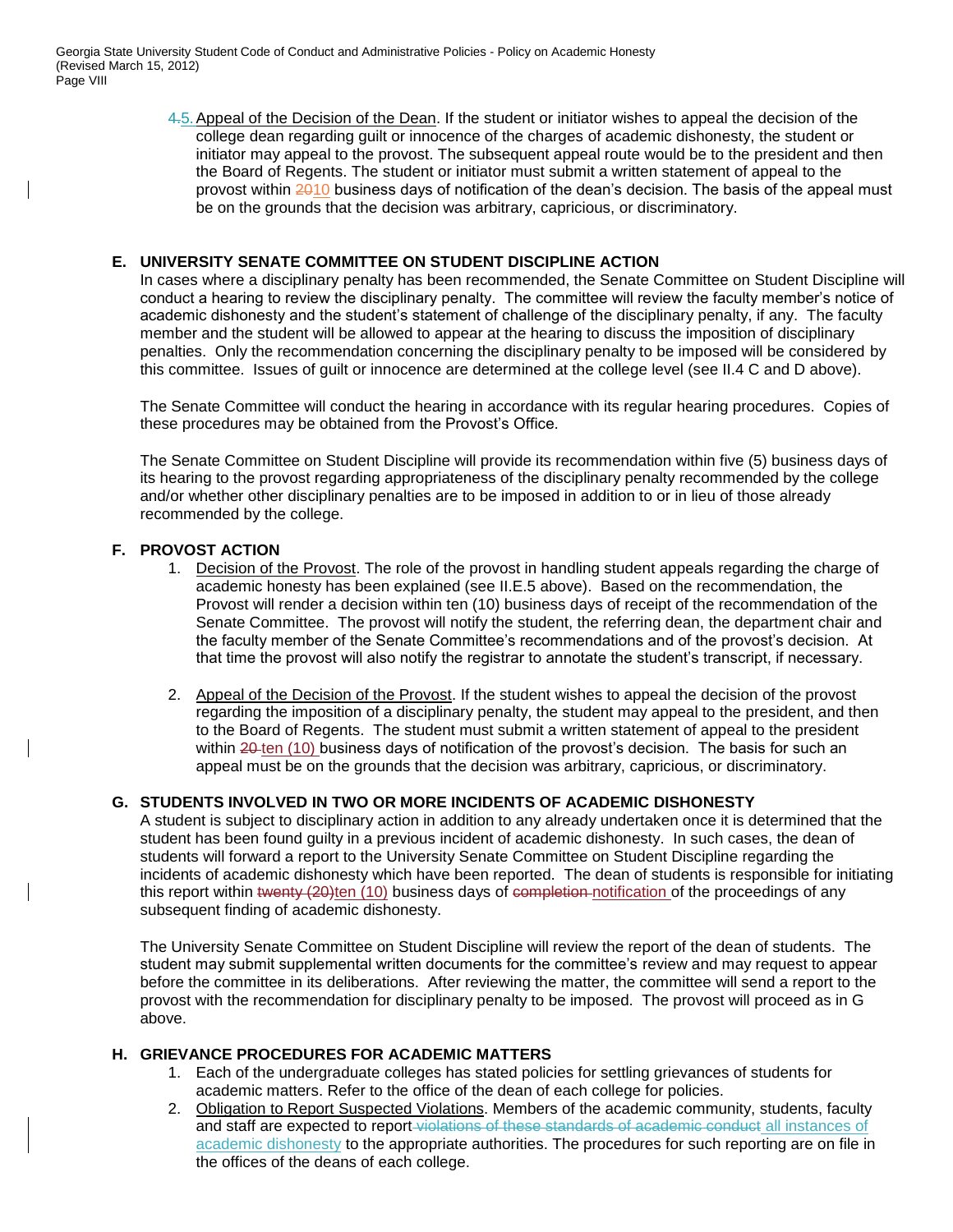4.5. Appeal of the Decision of the Dean. If the student or initiator wishes to appeal the decision of the college dean regarding guilt or innocence of the charges of academic dishonesty, the student or initiator may appeal to the provost. The subsequent appeal route would be to the president and then the Board of Regents. The student or initiator must submit a written statement of appeal to the provost within 2010 business days of notification of the dean's decision. The basis of the appeal must be on the grounds that the decision was arbitrary, capricious, or discriminatory.

## E. UNIVERSITY SENATE COMMITTEE ON STUDENT DISCIPLINE ACTION

In cases where a disciplinary penalty has been recommended, the Senate Committee on Student Discipline will conduct a hearing to review the disciplinary penalty. The committee will review the faculty member's notice of academic dishonesty and the student's statement of challenge of the disciplinary penalty, if any. The faculty member and the student will be allowed to appear at the hearing to discuss the imposition of disciplinary penalties. Only the recommendation concerning the disciplinary penalty to be imposed will be considered by this committee. Issues of guilt or innocence are determined at the college level (see II.4 C and D above).

The Senate Committee will conduct the hearing in accordance with its regular hearing procedures. Copies of these procedures may be obtained from the Provost's Office.

The Senate Committee on Student Discipline will provide its recommendation within five (5) business days of its hearing to the provost regarding appropriateness of the disciplinary penalty recommended by the college and/or whether other disciplinary penalties are to be imposed in addition to or in lieu of those already recommended by the college.

## F. PROVOST ACTION

1. Decision of the Provost. The role of the provost in handling student appeals regarding the charge of academic honesty has been explained (see II.E.5 above). Based on the recommendation, the Provost will render a decision within ten (10) business days of receipt of the recommendation of the Senate Committee. The provost will notify the student, the referring dean, the department chair and the faculty member of the Senate Committee's recommendations and of the provost's decision. At that time the provost will also notify the registrar to annotate the student's transcript, if necessary.

2. Appeal of the Decision of the Provost. If the student wishes to appeal the decision of the provost regarding the imposition of a disciplinary penalty, the student may appeal to the president, and then to the Board of Regents. The student must submit a written statement of appeal to the president within 20 ten (10) business days of notification of the provost's decision. The basis for such an appeal must be on the grounds that the decision was arbitrary, capricious, or discriminatory.

## G. STUDENTS INVOLVED IN TWO OR MORE INCIDENTS OF ACADEMIC DISHONESTY

A student is subject to disciplinary action in addition to any already undertaken once it is determined that the student has been found guilty in a previous incident of academic dishonesty. In such cases, the dean of students will forward a report to the University Senate Committee on Student Discipline regarding the incidents of academic dishonesty which have been reported. The dean of students is responsible for initiating this report within twenty (20)ten (10) business days of completion notification of the proceedings of any subsequent finding of academic dishonesty.

The University Senate Committee on Student Discipline will review the report of the dean of students. The student may submit supplemental written documents for the committee's review and may request to appear before the committee in its deliberations. After reviewing the matter, the committee will send a report to the provost with the recommendation for disciplinary penalty to be imposed. The provost will proceed as in G above.

## H. GRIEVANCE PROCEDURES FOR ACADEMIC MATTERS

1. Each of the undergraduate colleges has stated policies for settling grievances of students for academic matters. Refer to the office of the dean of each college for policies.
2. Obligation to Report Suspected Violations. Members of the academic community, students, faculty and staff are expected to report violations of these standards of academic conduct all instances of academic dishonesty to the appropriate authorities. The procedures for such reporting are on file in the offices of the deans of each college.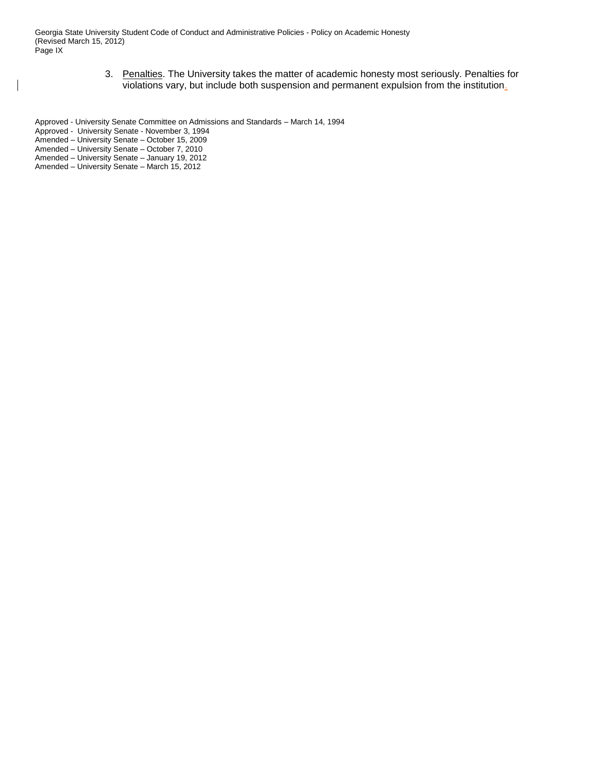3. <u>Penalties</u>. The University takes the matter of academic honesty most seriously. Penalties for violations vary, but include both suspension and permanent expulsion from the institution.

Approved - University Senate Committee on Admissions and Standards – March 14, 1994
Approved - University Senate - November 3, 1994
Amended – University Senate – October 15, 2009
Amended – University Senate – October 7, 2010
Amended – University Senate – January 19, 2012
Amended – University Senate – March 15, 2012